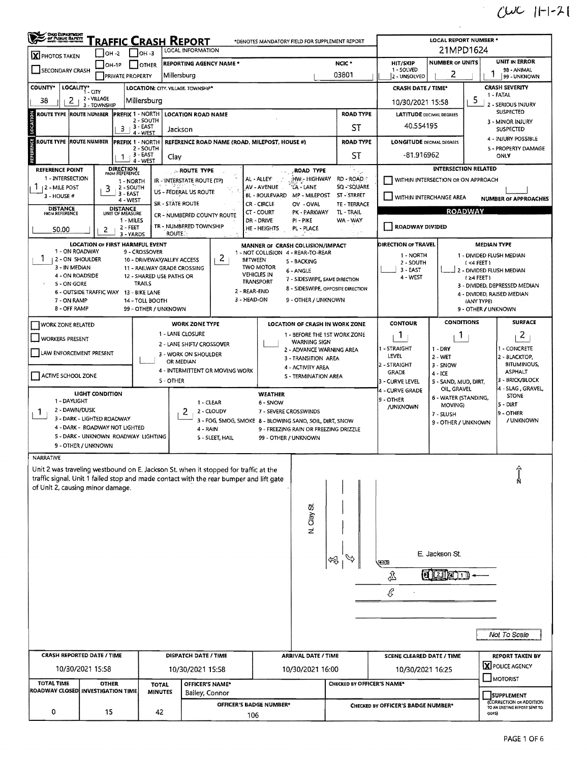CWC 11-1-21

# TRAFFIC CRASH REPORT

OHIO DEPARTMENT OF PUBLIC SAFETY

*DENOTES MANDATORY FIELD FOR SUPPLEMENT REPORT

LOCAL REPORT NUMBER *: 21MPD1624

[X] PHOTOS TAKEN [ ] OH-2 [ ] OH-3 [ ] OH-1P [ ] OTHER [ ] SECONDARY CRASH [ ] PRIVATE PROPERTY

LOCAL INFORMATION

| REPORTING AGENCY NAME * | NCIC * | HIT/SKIP | NUMBER OF UNITS | UNIT IN ERROR |
|---|---|---|---|---|
| Millersburg | 03801 | 1 - SOLVED / 2 - UNSOLVED | 2 | 1 (98 - ANIMAL, 99 - UNKNOWN) |

| COUNTY* | LOCALITY* (1 - CITY, 2 - VILLAGE, 3 - TOWNSHIP) | LOCATION: CITY, VILLAGE, TOWNSHIP* | CRASH DATE / TIME* | CRASH SEVERITY |
|---|---|---|---|---|
| 38 | 2 | Millersburg | 10/30/2021 15:58 | 5 |

CRASH SEVERITY: 1 - FATAL, 2 - SERIOUS INJURY SUSPECTED, 3 - MINOR INJURY SUSPECTED, 4 - INJURY POSSIBLE, 5 - PROPERTY DAMAGE ONLY

## LOCATION

| ROUTE TYPE | ROUTE NUMBER | PREFIX (1 - NORTH, 2 - SOUTH, 3 - EAST, 4 - WEST) | LOCATION ROAD NAME | ROAD TYPE | LATITUDE DECIMAL DEGREES |
|---|---|---|---|---|---|
| | | 3 | Jackson | ST | 40.554195 |

## REFERENCE

| ROUTE TYPE | ROUTE NUMBER | PREFIX (1 - NORTH, 2 - SOUTH, 3 - EAST, 4 - WEST) | REFERENCE ROAD NAME (ROAD, MILEPOST, HOUSE #) | ROAD TYPE | LONGITUDE DECIMAL DEGREES |
|---|---|---|---|---|---|
| | | 1 | Clay | ST | -81.916962 |

REFERENCE POINT: 1 (1 - INTERSECTION, 2 - MILE POST, 3 - HOUSE #)

DIRECTION FROM REFERENCE: 3 (1 - NORTH, 2 - SOUTH, 3 - EAST, 4 - WEST)

DISTANCE FROM REFERENCE: 50.00

DISTANCE UNIT OF MEASURE: 2 (1 - MILES, 2 - FEET, 3 - YARDS)

ROUTE TYPE: IR - INTERSTATE ROUTE (TP), US - FEDERAL US ROUTE, SR - STATE ROUTE, CR - NUMBERED COUNTY ROUTE, TR - NUMBERED TOWNSHIP ROUTE

ROAD TYPE: AL - ALLEY, AV - AVENUE, BL - BOULEVARD, CR - CIRCLE, CT - COURT, DR - DRIVE, HE - HEIGHTS, HW - HIGHWAY, LA - LANE, MP - MILEPOST, OV - OVAL, PK - PARKWAY, PI - PIKE, PL - PLACE, RD - ROAD, SQ - SQUARE, ST - STREET, TE - TERRACE, TL - TRAIL, WA - WAY

INTERSECTION RELATED: [ ] WITHIN INTERSECTION OR ON APPROACH [ ] WITHIN INTERCHANGE AREA — NUMBER OF APPROACHES:

ROADWAY: [ ] ROADWAY DIVIDED

LOCATION OF FIRST HARMFUL EVENT: 1 (1 - ON ROADWAY, 2 - ON SHOULDER, 3 - IN MEDIAN, 4 - ON ROADSIDE, 5 - ON GORE, 6 - OUTSIDE TRAFFIC WAY, 7 - ON RAMP, 8 - OFF RAMP, 9 - CROSSOVER, 10 - DRIVEWAY/ALLEY ACCESS, 11 - RAILWAY GRADE CROSSING, 12 - SHARED USE PATHS OR TRAILS, 13 - BIKE LANE, 14 - TOLL BOOTH, 99 - OTHER / UNKNOWN)

MANNER OF CRASH COLLISION/IMPACT: 2 (1 - NOT COLLISION BETWEEN TWO MOTOR VEHICLES IN TRANSPORT, 2 - REAR-END, 3 - HEAD-ON, 4 - REAR-TO-REAR, 5 - BACKING, 6 - ANGLE, 7 - SIDESWIPE, SAME DIRECTION, 8 - SIDESWIPE, OPPOSITE DIRECTION, 9 - OTHER / UNKNOWN)

DIRECTION OF TRAVEL: (1 - NORTH, 2 - SOUTH, 3 - EAST, 4 - WEST)

MEDIAN TYPE: (1 - DIVIDED FLUSH MEDIAN (<4 FEET), 2 - DIVIDED FLUSH MEDIAN (≥4 FEET), 3 - DIVIDED, DEPRESSED MEDIAN, 4 - DIVIDED, RAISED MEDIAN (ANY TYPE), 9 - OTHER / UNKNOWN)

[ ] WORK ZONE RELATED [ ] WORKERS PRESENT [ ] LAW ENFORCEMENT PRESENT [ ] ACTIVE SCHOOL ZONE

WORK ZONE TYPE: (1 - LANE CLOSURE, 2 - LANE SHIFT/ CROSSOVER, 3 - WORK ON SHOULDER OR MEDIAN, 4 - INTERMITTENT OR MOVING WORK, 5 - OTHER)

LOCATION OF CRASH IN WORK ZONE: (1 - BEFORE THE 1ST WORK ZONE WARNING SIGN, 2 - ADVANCE WARNING AREA, 3 - TRANSITION AREA, 4 - ACTIVITY AREA, 5 - TERMINATION AREA)

CONTOUR: 1 (1 - STRAIGHT LEVEL, 2 - STRAIGHT GRADE, 3 - CURVE LEVEL, 4 - CURVE GRADE, 9 - OTHER /UNKNOWN)

CONDITIONS: 1 (1 - DRY, 2 - WET, 3 - SNOW, 4 - ICE, 5 - SAND, MUD, DIRT, OIL, GRAVEL, 6 - WATER (STANDING, MOVING), 7 - SLUSH, 9 - OTHER / UNKNOWN)

SURFACE: 2 (1 - CONCRETE, 2 - BLACKTOP, BITUMINOUS, ASPHALT, 3 - BRICK/BLOCK, 4 - SLAG, GRAVEL, STONE, 5 - DIRT, 9 - OTHER / UNKNOWN)

LIGHT CONDITION: 1 (1 - DAYLIGHT, 2 - DAWN/DUSK, 3 - DARK - LIGHTED ROADWAY, 4 - DARK - ROADWAY NOT LIGHTED, 5 - DARK - UNKNOWN ROADWAY LIGHTING, 9 - OTHER / UNKNOWN)

WEATHER: 2 (1 - CLEAR, 2 - CLOUDY, 3 - FOG, SMOG, SMOKE, 4 - RAIN, 5 - SLEET, HAIL, 6 - SNOW, 7 - SEVERE CROSSWINDS, 8 - BLOWING SAND, SOIL, DIRT, SNOW, 9 - FREEZING RAIN OR FREEZING DRIZZLE, 99 - OTHER / UNKNOWN)

## NARRATIVE

Unit 2 was traveling westbound on E. Jackson St. when it stopped for traffic at the traffic signal. Unit 1 failed stop and made contact with the rear bumper and lift gate of Unit 2, causing minor damage.

N. Clay St.

E. Jackson St.

N

Not To Scale

| CRASH REPORTED DATE / TIME | DISPATCH DATE / TIME | ARRIVAL DATE / TIME | SCENE CLEARED DATE / TIME | REPORT TAKEN BY |
|---|---|---|---|---|
| 10/30/2021 15:58 | 10/30/2021 15:58 | 10/30/2021 16:00 | 10/30/2021 16:25 | [X] POLICE AGENCY [ ] MOTORIST |

| TOTAL TIME ROADWAY CLOSED | OTHER INVESTIGATION TIME | TOTAL MINUTES | OFFICER'S NAME* | OFFICER'S BADGE NUMBER* | CHECKED BY OFFICER'S NAME* | CHECKED BY OFFICER'S BADGE NUMBER* |
|---|---|---|---|---|---|---|
| 0 | 15 | 42 | Bailey, Connor | 106 | | |

[ ] SUPPLEMENT (CORRECTION OR ADDITION TO AN EXISTING REPORT SENT TO ODPS)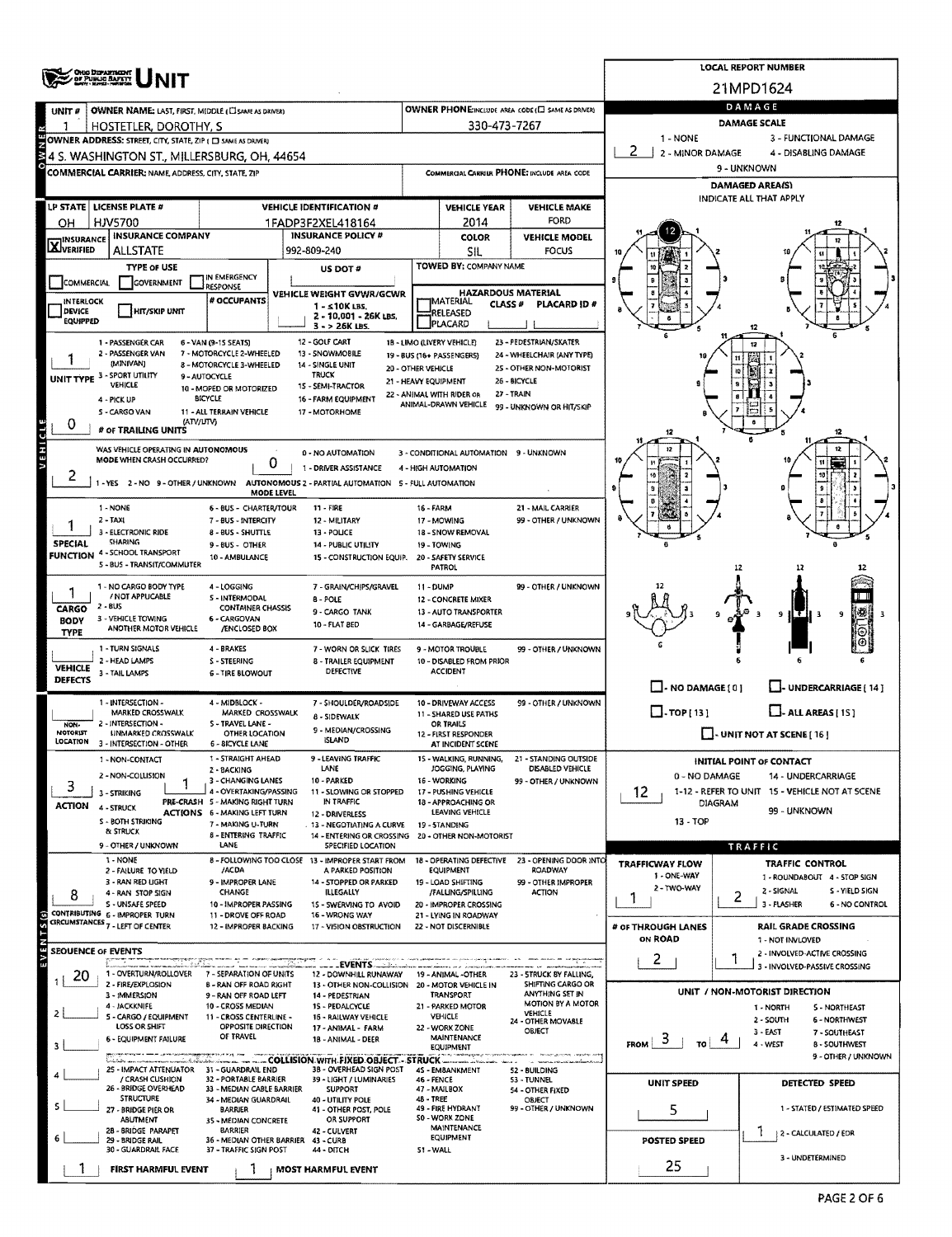# UNIT

**LOCAL REPORT NUMBER:** 21MPD1624

**UNIT #:** 1

**OWNER NAME:** HOSTETLER, DOROTHY, S

**OWNER PHONE:** 330-473-7267

**OWNER ADDRESS:** 4 S. WASHINGTON ST., MILLERSBURG, OH, 44654

**COMMERCIAL CARRIER:** 

**COMMERCIAL CARRIER PHONE:** 

| LP STATE | LICENSE PLATE # | VEHICLE IDENTIFICATION # | VEHICLE YEAR | VEHICLE MAKE |
|---|---|---|---|---|
| OH | HJV5700 | 1FADP3F2XEL418164 | 2014 | FORD |

| INSURANCE | INSURANCE COMPANY | INSURANCE POLICY # | COLOR | VEHICLE MODEL |
|---|---|---|---|---|
| X VERIFIED | ALLSTATE | 992-809-240 | SIL | FOCUS |

**TYPE OF USE:** ☐ COMMERCIAL ☐ GOVERNMENT ☐ IN EMERGENCY RESPONSE

**US DOT #:** 

**TOWED BY:** COMPANY NAME

**INTERLOCK DEVICE EQUIPPED:** ☐ **HIT/SKIP UNIT:** ☐

**# OCCUPANTS:** 

**VEHICLE WEIGHT GVWR/GCWR:** 1 - ≤10K LBS. 2 - 10,001 - 26K LBS. 3 - > 26K LBS.

**HAZARDOUS MATERIAL:** ☐ MATERIAL RELEASED ☐ PLACARD — CLASS # — PLACARD ID #

**UNIT TYPE:** 1
1 - PASSENGER CAR, 2 - PASSENGER VAN (MINIVAN), 3 - SPORT UTILITY VEHICLE, 4 - PICK UP, 5 - CARGO VAN, 6 - VAN (9-15 SEATS), 7 - MOTORCYCLE 2-WHEELED, 8 - MOTORCYCLE 3-WHEELED, 9 - AUTOCYCLE, 10 - MOPED OR MOTORIZED BICYCLE, 11 - ALL TERRAIN VEHICLE (ATV/UTV), 12 - GOLF CART, 13 - SNOWMOBILE, 14 - SINGLE UNIT TRUCK, 15 - SEMI-TRACTOR, 16 - FARM EQUIPMENT, 17 - MOTORHOME, 18 - LIMO (LIVERY VEHICLE), 19 - BUS (16+ PASSENGERS), 20 - OTHER VEHICLE, 21 - HEAVY EQUIPMENT, 22 - ANIMAL WITH RIDER OR ANIMAL-DRAWN VEHICLE, 23 - PEDESTRIAN/SKATER, 24 - WHEELCHAIR (ANY TYPE), 25 - OTHER NON-MOTORIST, 26 - BICYCLE, 27 - TRAIN, 99 - UNKNOWN OR HIT/SKIP

**# OF TRAILING UNITS:** 0

**WAS VEHICLE OPERATING IN AUTONOMOUS MODE WHEN CRASH OCCURRED?** 2
1 - YES 2 - NO 9 - OTHER / UNKNOWN

**AUTONOMOUS MODE LEVEL:** 0
0 - NO AUTOMATION, 1 - DRIVER ASSISTANCE, 2 - PARTIAL AUTOMATION, 3 - CONDITIONAL AUTOMATION, 4 - HIGH AUTOMATION, 5 - FULL AUTOMATION, 9 - UNKNOWN

**SPECIAL FUNCTION:** 1
1 - NONE, 2 - TAXI, 3 - ELECTRONIC RIDE SHARING, 4 - SCHOOL TRANSPORT, 5 - BUS - TRANSIT/COMMUTER, 6 - BUS - CHARTER/TOUR, 7 - BUS - INTERCITY, 8 - BUS - SHUTTLE, 9 - BUS - OTHER, 10 - AMBULANCE, 11 - FIRE, 12 - MILITARY, 13 - POLICE, 14 - PUBLIC UTILITY, 15 - CONSTRUCTION EQUIP., 16 - FARM, 17 - MOWING, 18 - SNOW REMOVAL, 19 - TOWING, 20 - SAFETY SERVICE PATROL, 21 - MAIL CARRIER, 99 - OTHER / UNKNOWN

**CARGO BODY TYPE:** 1
1 - NO CARGO BODY TYPE / NOT APPLICABLE, 2 - BUS, 3 - VEHICLE TOWING ANOTHER MOTOR VEHICLE, 4 - LOGGING, 5 - INTERMODAL CONTAINER CHASSIS, 6 - CARGOVAN /ENCLOSED BOX, 7 - GRAIN/CHIPS/GRAVEL, 8 - POLE, 9 - CARGO TANK, 10 - FLAT BED, 11 - DUMP, 12 - CONCRETE MIXER, 13 - AUTO TRANSPORTER, 14 - GARBAGE/REFUSE, 99 - OTHER / UNKNOWN

**VEHICLE DEFECTS:** 
1 - TURN SIGNALS, 2 - HEAD LAMPS, 3 - TAIL LAMPS, 4 - BRAKES, 5 - STEERING, 6 - TIRE BLOWOUT, 7 - WORN OR SLICK TIRES, 8 - TRAILER EQUIPMENT DEFECTIVE, 9 - MOTOR TROUBLE, 10 - DISABLED FROM PRIOR ACCIDENT, 99 - OTHER / UNKNOWN

**NON-MOTORIST LOCATION:** 
1 - INTERSECTION - MARKED CROSSWALK, 2 - INTERSECTION - UNMARKED CROSSWALK, 3 - INTERSECTION - OTHER, 4 - MIDBLOCK - MARKED CROSSWALK, 5 - TRAVEL LANE - OTHER LOCATION, 6 - BICYCLE LANE, 7 - SHOULDER/ROADSIDE, 8 - SIDEWALK, 9 - MEDIAN/CROSSING ISLAND, 10 - DRIVEWAY ACCESS, 11 - SHARED USE PATHS OR TRAILS, 12 - FIRST RESPONDER AT INCIDENT SCENE, 99 - OTHER / UNKNOWN

**ACTION:** 3 — **PRE-CRASH ACTIONS:** 1
1 - NON-CONTACT, 2 - NON-COLLISION, 3 - STRIKING, 4 - STRUCK, 5 - BOTH STRIKING & STRUCK, 9 - OTHER / UNKNOWN
1 - STRAIGHT AHEAD, 2 - BACKING, 3 - CHANGING LANES, 4 - OVERTAKING/PASSING, 5 - MAKING RIGHT TURN, 6 - MAKING LEFT TURN, 7 - MAKING U-TURN, 8 - ENTERING TRAFFIC LANE, 9 - LEAVING TRAFFIC LANE, 10 - PARKED, 11 - SLOWING OR STOPPED IN TRAFFIC, 12 - DRIVERLESS, 13 - NEGOTIATING A CURVE, 14 - ENTERING OR CROSSING SPECIFIED LOCATION, 15 - WALKING, RUNNING, JOGGING, PLAYING, 16 - WORKING, 17 - PUSHING VEHICLE, 18 - APPROACHING OR LEAVING VEHICLE, 19 - STANDING, 20 - OTHER NON-MOTORIST, 21 - STANDING OUTSIDE DISABLED VEHICLE, 99 - OTHER / UNKNOWN

**CONTRIBUTING CIRCUMSTANCES:** 8
1 - NONE, 2 - FAILURE TO YIELD, 3 - RAN RED LIGHT, 4 - RAN STOP SIGN, 5 - UNSAFE SPEED, 6 - IMPROPER TURN, 7 - LEFT OF CENTER, 8 - FOLLOWING TOO CLOSE /ACDA, 9 - IMPROPER LANE CHANGE, 10 - IMPROPER PASSING, 11 - DROVE OFF ROAD, 12 - IMPROPER BACKING, 13 - IMPROPER START FROM A PARKED POSITION, 14 - STOPPED OR PARKED ILLEGALLY, 15 - SWERVING TO AVOID, 16 - WRONG WAY, 17 - VISION OBSTRUCTION, 18 - OPERATING DEFECTIVE EQUIPMENT, 19 - LOAD SHIFTING /FALLING/SPILLING, 20 - IMPROPER CROSSING, 21 - LYING IN ROADWAY, 22 - NOT DISCERNIBLE, 23 - OPENING DOOR INTO ROADWAY, 99 - OTHER IMPROPER ACTION

## SEQUENCE OF EVENTS

1: 20
2: 
3: 
4: 
5: 
6: 

**EVENTS:** 1 - OVERTURN/ROLLOVER, 2 - FIRE/EXPLOSION, 3 - IMMERSION, 4 - JACKKNIFE, 5 - CARGO / EQUIPMENT LOSS OR SHIFT, 6 - EQUIPMENT FAILURE, 7 - SEPARATION OF UNITS, 8 - RAN OFF ROAD RIGHT, 9 - RAN OFF ROAD LEFT, 10 - CROSS MEDIAN, 11 - CROSS CENTERLINE - OPPOSITE DIRECTION OF TRAVEL, 12 - DOWNHILL RUNAWAY, 13 - OTHER NON-COLLISION, 14 - PEDESTRIAN, 15 - PEDALCYCLE, 16 - RAILWAY VEHICLE, 17 - ANIMAL - FARM, 18 - ANIMAL - DEER, 19 - ANIMAL -OTHER, 20 - MOTOR VEHICLE IN TRANSPORT, 21 - PARKED MOTOR VEHICLE, 22 - WORK ZONE MAINTENANCE EQUIPMENT, 23 - STRUCK BY FALLING, SHIFTING CARGO OR ANYTHING SET IN MOTION BY A MOTOR VEHICLE, 24 - OTHER MOVABLE OBJECT

**COLLISION WITH FIXED OBJECT - STRUCK:** 25 - IMPACT ATTENUATOR / CRASH CUSHION, 26 - BRIDGE OVERHEAD STRUCTURE, 27 - BRIDGE PIER OR ABUTMENT, 28 - BRIDGE PARAPET, 29 - BRIDGE RAIL, 30 - GUARDRAIL FACE, 31 - GUARDRAIL END, 32 - PORTABLE BARRIER, 33 - MEDIAN CABLE BARRIER, 34 - MEDIAN GUARDRAIL BARRIER, 35 - MEDIAN CONCRETE BARRIER, 36 - MEDIAN OTHER BARRIER, 37 - TRAFFIC SIGN POST, 38 - OVERHEAD SIGN POST, 39 - LIGHT / LUMINARIES SUPPORT, 40 - UTILITY POLE, 41 - OTHER POST, POLE OR SUPPORT, 42 - CULVERT, 43 - CURB, 44 - DITCH, 45 - EMBANKMENT, 46 - FENCE, 47 - MAILBOX, 48 - TREE, 49 - FIRE HYDRANT, 50 - WORK ZONE MAINTENANCE EQUIPMENT, 51 - WALL, 52 - BUILDING, 53 - TUNNEL, 54 - OTHER FIXED OBJECT, 99 - OTHER / UNKNOWN

**FIRST HARMFUL EVENT:** 1 **MOST HARMFUL EVENT:** 1

## DAMAGE

**DAMAGE SCALE:** 2
1 - NONE, 2 - MINOR DAMAGE, 3 - FUNCTIONAL DAMAGE, 4 - DISABLING DAMAGE, 9 - UNKNOWN

**DAMAGED AREA(S):** INDICATE ALL THAT APPLY — 12

☐ - NO DAMAGE [ 0 ] ☐ - UNDERCARRIAGE [ 14 ] ☐ - TOP [ 13 ] ☐ - ALL AREAS [ 15 ] ☐ - UNIT NOT AT SCENE [ 16 ]

**INITIAL POINT OF CONTACT:** 12
0 - NO DAMAGE, 1-12 - REFER TO UNIT DIAGRAM, 13 - TOP, 14 - UNDERCARRIAGE, 15 - VEHICLE NOT AT SCENE, 99 - UNKNOWN

## TRAFFIC

**TRAFFICWAY FLOW:** 1
1 - ONE-WAY, 2 - TWO-WAY

**TRAFFIC CONTROL:** 2
1 - ROUNDABOUT, 2 - SIGNAL, 3 - FLASHER, 4 - STOP SIGN, 5 - YIELD SIGN, 6 - NO CONTROL

**# OF THROUGH LANES ON ROAD:** 2

**RAIL GRADE CROSSING:** 1
1 - NOT INVLOVED, 2 - INVOLVED-ACTIVE CROSSING, 3 - INVOLVED-PASSIVE CROSSING

**UNIT / NON-MOTORIST DIRECTION:** FROM 3 TO 4
1 - NORTH, 2 - SOUTH, 3 - EAST, 4 - WEST, 5 - NORTHEAST, 6 - NORTHWEST, 7 - SOUTHEAST, 8 - SOUTHWEST, 9 - OTHER / UNKNOWN

**UNIT SPEED:** 5

**POSTED SPEED:** 25

**DETECTED SPEED:** 1
1 - STATED / ESTIMATED SPEED, 2 - CALCULATED / EDR, 3 - UNDETERMINED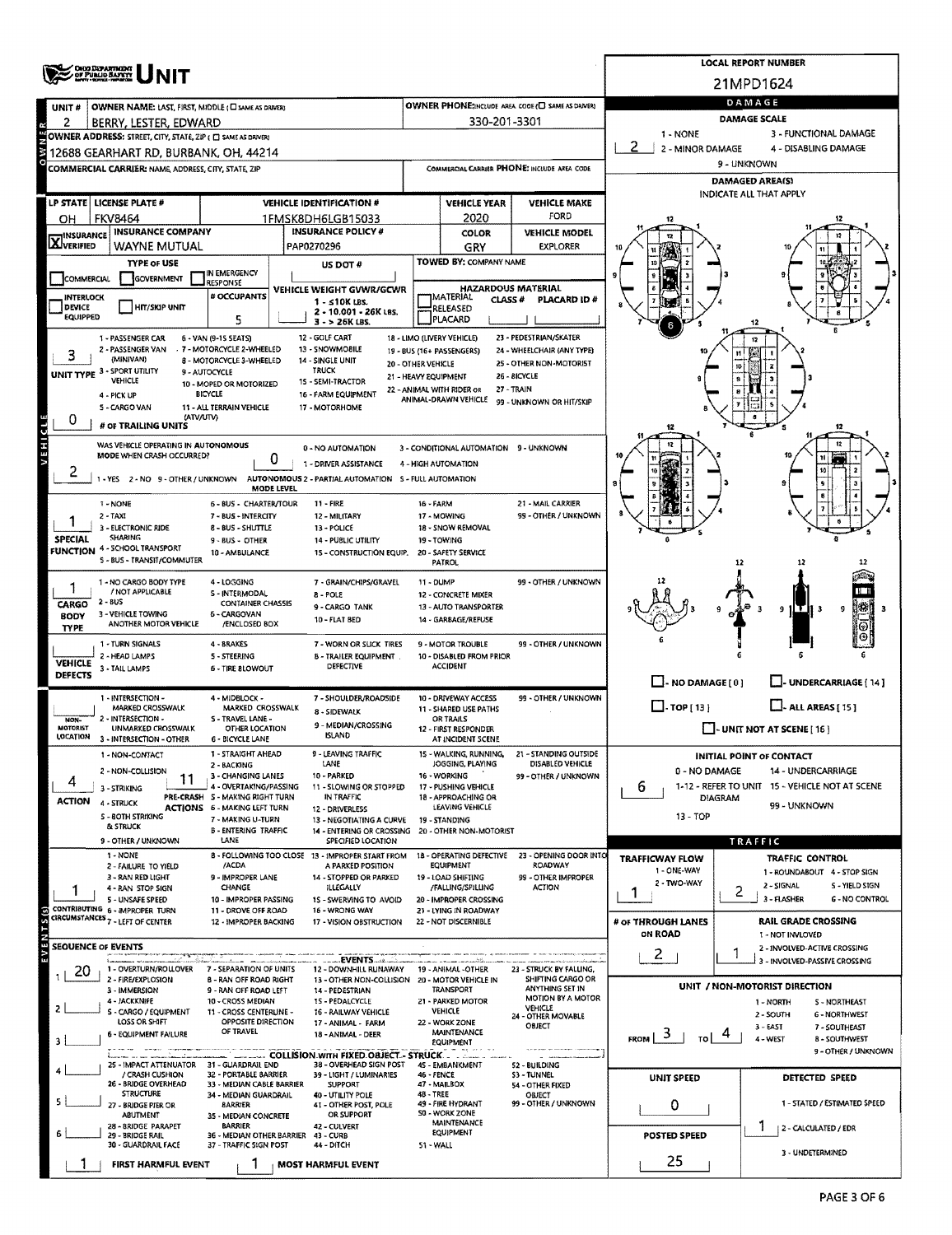# OHIO DEPARTMENT OF PUBLIC SAFETY — UNIT

**LOCAL REPORT NUMBER:** 21MPD1624

| | |
|---|---|
| UNIT # | 2 |
| OWNER NAME: LAST, FIRST, MIDDLE (☐ SAME AS DRIVER) | BERRY, LESTER, EDWARD |
| OWNER PHONE: INCLUDE AREA CODE (☐ SAME AS DRIVER) | 330-201-3301 |
| OWNER ADDRESS: STREET, CITY, STATE, ZIP (☐ SAME AS DRIVER) | 12688 GEARHART RD, BURBANK, OH, 44214 |
| COMMERCIAL CARRIER: NAME, ADDRESS, CITY, STATE, ZIP | |
| COMMERCIAL CARRIER PHONE: INCLUDE AREA CODE | |

| LP STATE | LICENSE PLATE # | VEHICLE IDENTIFICATION # | VEHICLE YEAR | VEHICLE MAKE |
|---|---|---|---|---|
| OH | FKV8464 | 1FMSK8DH6LGB15033 | 2020 | FORD |

| INSURANCE | INSURANCE COMPANY | INSURANCE POLICY # | COLOR | VEHICLE MODEL |
|---|---|---|---|---|
| X VERIFIED | WAYNE MUTUAL | PAP0270296 | GRY | EXPLORER |

**TYPE OF USE:** ☐ COMMERCIAL ☐ GOVERNMENT ☐ IN EMERGENCY RESPONSE
**US DOT #:**
**TOWED BY:** COMPANY NAME
**INTERLOCK DEVICE EQUIPPED** ☐ **HIT/SKIP UNIT** ☐
**# OCCUPANTS:** 5
**VEHICLE WEIGHT GVWR/GCWR:** 1 - ≤10K LBS. 2 - 10.001 - 26K LBS. 3 - > 26K LBS.
**HAZARDOUS MATERIAL:** ☐ MATERIAL CLASS # ☐ RELEASED PLACARD ID # ☐ PLACARD

**UNIT TYPE:** 3
1 - PASSENGER CAR, 2 - PASSENGER VAN (MINIVAN), 3 - SPORT UTILITY VEHICLE, 4 - PICK UP, 5 - CARGO VAN, 6 - VAN (9-15 SEATS), 7 - MOTORCYCLE 2-WHEELED, 8 - MOTORCYCLE 3-WHEELED, 9 - AUTOCYCLE, 10 - MOPED OR MOTORIZED BICYCLE, 11 - ALL TERRAIN VEHICLE (ATV/UTV), 12 - GOLF CART, 13 - SNOWMOBILE, 14 - SINGLE UNIT TRUCK, 15 - SEMI-TRACTOR, 16 - FARM EQUIPMENT, 17 - MOTORHOME, 18 - LIMO (LIVERY VEHICLE), 19 - BUS (16+ PASSENGERS), 20 - OTHER VEHICLE, 21 - HEAVY EQUIPMENT, 22 - ANIMAL WITH RIDER OR ANIMAL-DRAWN VEHICLE, 23 - PEDESTRIAN/SKATER, 24 - WHEELCHAIR (ANY TYPE), 25 - OTHER NON-MOTORIST, 26 - BICYCLE, 27 - TRAIN, 99 - UNKNOWN OR HIT/SKIP

**# OF TRAILING UNITS:** 0

**WAS VEHICLE OPERATING IN AUTONOMOUS MODE WHEN CRASH OCCURRED?** 2
1 - YES 2 - NO 9 - OTHER / UNKNOWN

**AUTONOMOUS MODE LEVEL:** 0
0 - NO AUTOMATION, 1 - DRIVER ASSISTANCE, 2 - PARTIAL AUTOMATION, 3 - CONDITIONAL AUTOMATION, 4 - HIGH AUTOMATION, 5 - FULL AUTOMATION, 9 - UNKNOWN

**SPECIAL FUNCTION:** 1
1 - NONE, 2 - TAXI, 3 - ELECTRONIC RIDE SHARING, 4 - SCHOOL TRANSPORT, 5 - BUS - TRANSIT/COMMUTER, 6 - BUS - CHARTER/TOUR, 7 - BUS - INTERCITY, 8 - BUS - SHUTTLE, 9 - BUS - OTHER, 10 - AMBULANCE, 11 - FIRE, 12 - MILITARY, 13 - POLICE, 14 - PUBLIC UTILITY, 15 - CONSTRUCTION EQUIP., 16 - FARM, 17 - MOWING, 18 - SNOW REMOVAL, 19 - TOWING, 20 - SAFETY SERVICE PATROL, 21 - MAIL CARRIER, 99 - OTHER / UNKNOWN

**CARGO BODY TYPE:** 1
1 - NO CARGO BODY TYPE / NOT APPLICABLE, 2 - BUS, 3 - VEHICLE TOWING ANOTHER MOTOR VEHICLE, 4 - LOGGING, 5 - INTERMODAL CONTAINER CHASSIS, 6 - CARGOVAN /ENCLOSED BOX, 7 - GRAIN/CHIPS/GRAVEL, 8 - POLE, 9 - CARGO TANK, 10 - FLAT BED, 11 - DUMP, 12 - CONCRETE MIXER, 13 - AUTO TRANSPORTER, 14 - GARBAGE/REFUSE, 99 - OTHER / UNKNOWN

**VEHICLE DEFECTS:**
1 - TURN SIGNALS, 2 - HEAD LAMPS, 3 - TAIL LAMPS, 4 - BRAKES, 5 - STEERING, 6 - TIRE BLOWOUT, 7 - WORN OR SLICK TIRES, 8 - TRAILER EQUIPMENT DEFECTIVE, 9 - MOTOR TROUBLE, 10 - DISABLED FROM PRIOR ACCIDENT, 99 - OTHER / UNKNOWN

**NON-MOTORIST LOCATION:**
1 - INTERSECTION - MARKED CROSSWALK, 2 - INTERSECTION - UNMARKED CROSSWALK, 3 - INTERSECTION - OTHER, 4 - MIDBLOCK - MARKED CROSSWALK, 5 - TRAVEL LANE - OTHER LOCATION, 6 - BICYCLE LANE, 7 - SHOULDER/ROADSIDE, 8 - SIDEWALK, 9 - MEDIAN/CROSSING ISLAND, 10 - DRIVEWAY ACCESS, 11 - SHARED USE PATHS OR TRAILS, 12 - FIRST RESPONDER AT INCIDENT SCENE, 99 - OTHER / UNKNOWN

**ACTION:** 4
1 - NON-CONTACT, 2 - NON-COLLISION, 3 - STRIKING, 4 - STRUCK, 5 - BOTH STRIKING & STRUCK, 9 - OTHER / UNKNOWN

**PRE-CRASH ACTIONS:** 11
1 - STRAIGHT AHEAD, 2 - BACKING, 3 - CHANGING LANES, 4 - OVERTAKING/PASSING, 5 - MAKING RIGHT TURN, 6 - MAKING LEFT TURN, 7 - MAKING U-TURN, 8 - ENTERING TRAFFIC LANE, 9 - LEAVING TRAFFIC LANE, 10 - PARKED, 11 - SLOWING OR STOPPED IN TRAFFIC, 12 - DRIVERLESS, 13 - NEGOTIATING A CURVE, 14 - ENTERING OR CROSSING SPECIFIED LOCATION, 15 - WALKING, RUNNING, JOGGING, PLAYING, 16 - WORKING, 17 - PUSHING VEHICLE, 18 - APPROACHING OR LEAVING VEHICLE, 19 - STANDING, 20 - OTHER NON-MOTORIST, 21 - STANDING OUTSIDE DISABLED VEHICLE, 99 - OTHER / UNKNOWN

**CONTRIBUTING CIRCUMSTANCES:** 1
1 - NONE, 2 - FAILURE TO YIELD, 3 - RAN RED LIGHT, 4 - RAN STOP SIGN, 5 - UNSAFE SPEED, 6 - IMPROPER TURN, 7 - LEFT OF CENTER, 8 - FOLLOWING TOO CLOSE /ACDA, 9 - IMPROPER LANE CHANGE, 10 - IMPROPER PASSING, 11 - DROVE OFF ROAD, 12 - IMPROPER BACKING, 13 - IMPROPER START FROM A PARKED POSITION, 14 - STOPPED OR PARKED ILLEGALLY, 15 - SWERVING TO AVOID, 16 - WRONG WAY, 17 - VISION OBSTRUCTION, 18 - OPERATING DEFECTIVE EQUIPMENT, 19 - LOAD SHIFTING /FALLING/SPILLING, 20 - IMPROPER CROSSING, 21 - LYING IN ROADWAY, 22 - NOT DISCERNIBLE, 23 - OPENING DOOR INTO ROADWAY, 99 - OTHER IMPROPER ACTION

## SEQUENCE OF EVENTS

| | |
|---|---|
| 1 | 20 |
| 2 | |
| 3 | |
| 4 | |
| 5 | |
| 6 | |

**EVENTS:** 1 - OVERTURN/ROLLOVER, 2 - FIRE/EXPLOSION, 3 - IMMERSION, 4 - JACKKNIFE, 5 - CARGO / EQUIPMENT LOSS OR SHIFT, 6 - EQUIPMENT FAILURE, 7 - SEPARATION OF UNITS, 8 - RAN OFF ROAD RIGHT, 9 - RAN OFF ROAD LEFT, 10 - CROSS MEDIAN, 11 - CROSS CENTERLINE - OPPOSITE DIRECTION OF TRAVEL, 12 - DOWNHILL RUNAWAY, 13 - OTHER NON-COLLISION, 14 - PEDESTRIAN, 15 - PEDALCYCLE, 16 - RAILWAY VEHICLE, 17 - ANIMAL - FARM, 18 - ANIMAL - DEER, 19 - ANIMAL -OTHER, 20 - MOTOR VEHICLE IN TRANSPORT, 21 - PARKED MOTOR VEHICLE, 22 - WORK ZONE MAINTENANCE EQUIPMENT, 23 - STRUCK BY FALLING, SHIFTING CARGO OR ANYTHING SET IN MOTION BY A MOTOR VEHICLE, 24 - OTHER MOVABLE OBJECT

**COLLISION WITH FIXED OBJECT - STRUCK:** 25 - IMPACT ATTENUATOR / CRASH CUSHION, 26 - BRIDGE OVERHEAD STRUCTURE, 27 - BRIDGE PIER OR ABUTMENT, 28 - BRIDGE PARAPET, 29 - BRIDGE RAIL, 30 - GUARDRAIL FACE, 31 - GUARDRAIL END, 32 - PORTABLE BARRIER, 33 - MEDIAN CABLE BARRIER, 34 - MEDIAN GUARDRAIL BARRIER, 35 - MEDIAN CONCRETE BARRIER, 36 - MEDIAN OTHER BARRIER, 37 - TRAFFIC SIGN POST, 38 - OVERHEAD SIGN POST, 39 - LIGHT / LUMINARIES SUPPORT, 40 - UTILITY POLE, 41 - OTHER POST, POLE OR SUPPORT, 42 - CULVERT, 43 - CURB, 44 - DITCH, 45 - EMBANKMENT, 46 - FENCE, 47 - MAILBOX, 48 - TREE, 49 - FIRE HYDRANT, 50 - WORK ZONE MAINTENANCE EQUIPMENT, 51 - WALL, 52 - BUILDING, 53 - TUNNEL, 54 - OTHER FIXED OBJECT, 99 - OTHER / UNKNOWN

**FIRST HARMFUL EVENT:** 1
**MOST HARMFUL EVENT:** 1

## DAMAGE

**DAMAGE SCALE:** 2
1 - NONE, 2 - MINOR DAMAGE, 3 - FUNCTIONAL DAMAGE, 4 - DISABLING DAMAGE, 9 - UNKNOWN

**DAMAGED AREA(S)** INDICATE ALL THAT APPLY: 6

☐ - NO DAMAGE [0] ☐ - UNDERCARRIAGE [14] ☐ - TOP [13] ☐ - ALL AREAS [15] ☐ - UNIT NOT AT SCENE [16]

**INITIAL POINT OF CONTACT:** 6
0 - NO DAMAGE, 1-12 - REFER TO UNIT DIAGRAM, 13 - TOP, 14 - UNDERCARRIAGE, 15 - VEHICLE NOT AT SCENE, 99 - UNKNOWN

## TRAFFIC

**TRAFFICWAY FLOW:** 1
1 - ONE-WAY, 2 - TWO-WAY

**TRAFFIC CONTROL:** 2
1 - ROUNDABOUT, 2 - SIGNAL, 3 - FLASHER, 4 - STOP SIGN, 5 - YIELD SIGN, 6 - NO CONTROL

**# OF THROUGH LANES ON ROAD:** 2

**RAIL GRADE CROSSING:** 1
1 - NOT INVOLVED, 2 - INVOLVED-ACTIVE CROSSING, 3 - INVOLVED-PASSIVE CROSSING

**UNIT / NON-MOTORIST DIRECTION:** FROM 3 TO 4
1 - NORTH, 2 - SOUTH, 3 - EAST, 4 - WEST, 5 - NORTHEAST, 6 - NORTHWEST, 7 - SOUTHEAST, 8 - SOUTHWEST, 9 - OTHER / UNKNOWN

**UNIT SPEED:** 0
**POSTED SPEED:** 25

**DETECTED SPEED:** 1
1 - STATED / ESTIMATED SPEED, 2 - CALCULATED / EDR, 3 - UNDETERMINED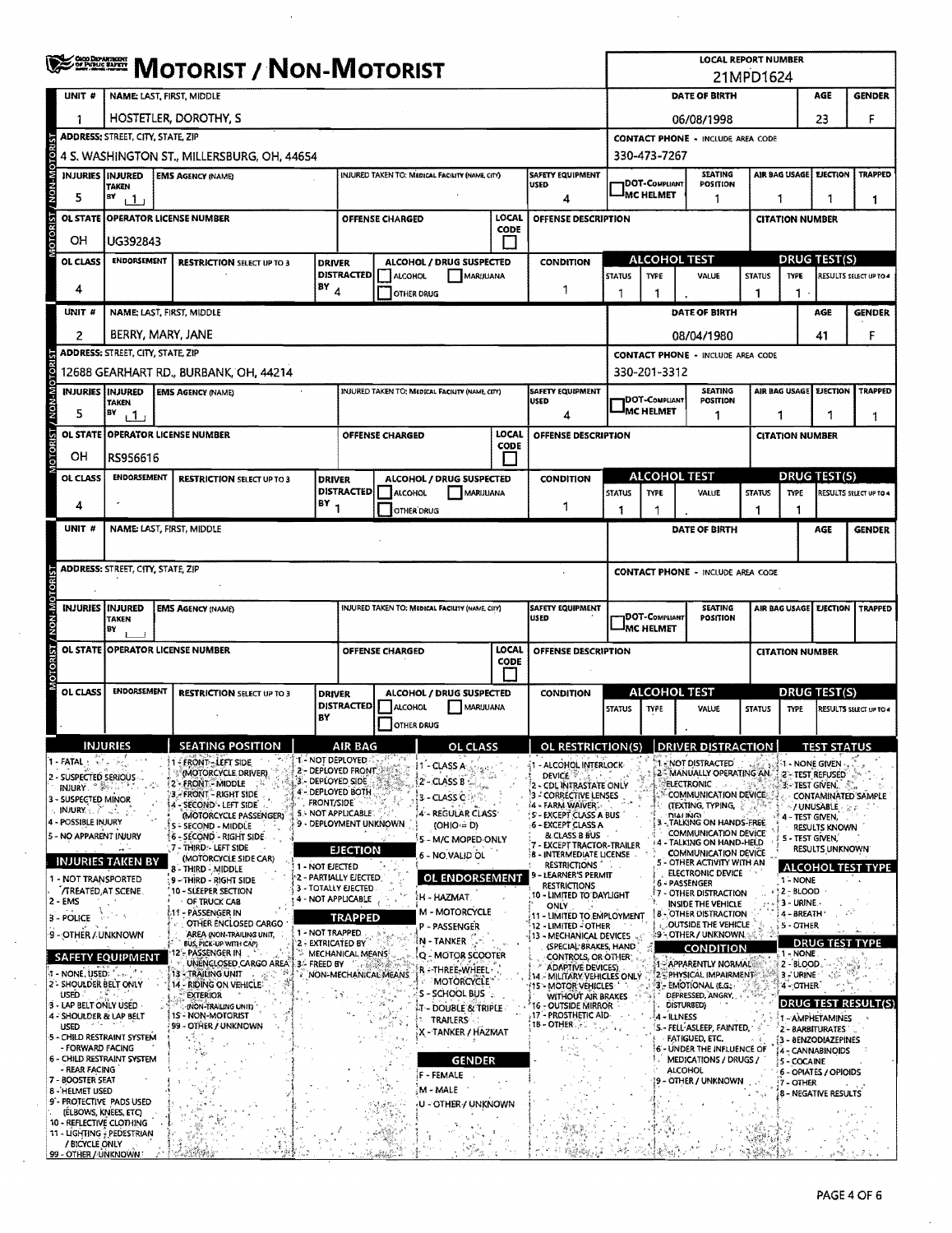# MOTORIST / NON-MOTORIST

**LOCAL REPORT NUMBER:** 21MPD1624

## Unit 1

| UNIT # | NAME: LAST, FIRST, MIDDLE | DATE OF BIRTH | AGE | GENDER |
|---|---|---|---|---|
| 1 | HOSTETLER, DOROTHY, S | 06/08/1998 | 23 | F |

| ADDRESS: STREET, CITY, STATE, ZIP | CONTACT PHONE - INCLUDE AREA CODE |
|---|---|
| 4 S. WASHINGTON ST., MILLERSBURG, OH, 44654 | 330-473-7267 |

| INJURIES | INJURED TAKEN BY | EMS AGENCY (NAME) | INJURED TAKEN TO: MEDICAL FACILITY (NAME, CITY) | SAFETY EQUIPMENT USED | DOT-COMPLIANT MC HELMET | SEATING POSITION | AIR BAG USAGE | EJECTION | TRAPPED |
|---|---|---|---|---|---|---|---|---|---|
| 5 | 1 | | | 4 | | 1 | 1 | 1 | 1 |

| OL STATE | OPERATOR LICENSE NUMBER | OFFENSE CHARGED | LOCAL CODE | OFFENSE DESCRIPTION | CITATION NUMBER |
|---|---|---|---|---|---|
| OH | UG392843 | | | | |

| OL CLASS | ENDORSEMENT | RESTRICTION SELECT UP TO 3 | DRIVER DISTRACTED BY | ALCOHOL / DRUG SUSPECTED | CONDITION | ALCOHOL TEST STATUS | ALCOHOL TEST TYPE | ALCOHOL TEST VALUE | DRUG TEST STATUS | DRUG TEST TYPE | RESULTS SELECT UP TO 4 |
|---|---|---|---|---|---|---|---|---|---|---|---|
| 4 | | | 4 | | 1 | 1 | 1 | . | 1 | 1 | |

## Unit 2

| UNIT # | NAME: LAST, FIRST, MIDDLE | DATE OF BIRTH | AGE | GENDER |
|---|---|---|---|---|
| 2 | BERRY, MARY, JANE | 08/04/1980 | 41 | F |

| ADDRESS: STREET, CITY, STATE, ZIP | CONTACT PHONE - INCLUDE AREA CODE |
|---|---|
| 12688 GEARHART RD., BURBANK, OH, 44214 | 330-201-3312 |

| INJURIES | INJURED TAKEN BY | EMS AGENCY (NAME) | INJURED TAKEN TO: MEDICAL FACILITY (NAME, CITY) | SAFETY EQUIPMENT USED | DOT-COMPLIANT MC HELMET | SEATING POSITION | AIR BAG USAGE | EJECTION | TRAPPED |
|---|---|---|---|---|---|---|---|---|---|
| 5 | 1 | | | 4 | | 1 | 1 | 1 | 1 |

| OL STATE | OPERATOR LICENSE NUMBER | OFFENSE CHARGED | LOCAL CODE | OFFENSE DESCRIPTION | CITATION NUMBER |
|---|---|---|---|---|---|
| OH | RS956616 | | | | |

| OL CLASS | ENDORSEMENT | RESTRICTION SELECT UP TO 3 | DRIVER DISTRACTED BY | ALCOHOL / DRUG SUSPECTED | CONDITION | ALCOHOL TEST STATUS | ALCOHOL TEST TYPE | ALCOHOL TEST VALUE | DRUG TEST STATUS | DRUG TEST TYPE | RESULTS SELECT UP TO 4 |
|---|---|---|---|---|---|---|---|---|---|---|---|
| 4 | | | 1 | | 1 | 1 | 1 | . | 1 | 1 | |

## Unit (blank)

| UNIT # | NAME: LAST, FIRST, MIDDLE | DATE OF BIRTH | AGE | GENDER |
|---|---|---|---|---|
| | | | | |

## Codes

**INJURIES**
1 - FATAL
2 - SUSPECTED SERIOUS INJURY
3 - SUSPECTED MINOR INJURY
4 - POSSIBLE INJURY
5 - NO APPARENT INJURY

**INJURIES TAKEN BY**
1 - NOT TRANSPORTED /TREATED AT SCENE
2 - EMS
3 - POLICE
9 - OTHER / UNKNOWN

**SAFETY EQUIPMENT**
1 - NONE USED
2 - SHOULDER BELT ONLY USED
3 - LAP BELT ONLY USED
4 - SHOULDER & LAP BELT USED
5 - CHILD RESTRAINT SYSTEM - FORWARD FACING
6 - CHILD RESTRAINT SYSTEM - REAR FACING
7 - BOOSTER SEAT
8 - HELMET USED
9 - PROTECTIVE PADS USED (ELBOWS, KNEES, ETC)
10 - REFLECTIVE CLOTHING
11 - LIGHTING - PEDESTRIAN / BICYCLE ONLY
99 - OTHER / UNKNOWN

**SEATING POSITION**
1 - FRONT - LEFT SIDE (MOTORCYCLE DRIVER)
2 - FRONT - MIDDLE
3 - FRONT - RIGHT SIDE (MOTORCYCLE PASSENGER)
4 - SECOND - LEFT SIDE (MOTORCYCLE SIDE CAR)
5 - SECOND - MIDDLE
6 - SECOND - RIGHT SIDE
7 - THIRD - LEFT SIDE (MOTORCYCLE SIDE CAR)
8 - THIRD - MIDDLE
9 - THIRD - RIGHT SIDE
10 - SLEEPER SECTION OF TRUCK CAB
11 - PASSENGER IN OTHER ENCLOSED CARGO AREA (NON-TRAILING UNIT, BUS, PICK-UP WITH CAP)
12 - PASSENGER IN UNENCLOSED CARGO AREA
13 - TRAILING UNIT
14 - RIDING ON VEHICLE EXTERIOR (NON-TRAILING UNIT)
15 - NON-MOTORIST
99 - OTHER / UNKNOWN

**AIR BAG**
1 - NOT DEPLOYED
2 - DEPLOYED FRONT
3 - DEPLOYED SIDE
4 - DEPLOYED BOTH FRONT/SIDE
5 - NOT APPLICABLE
9 - DEPLOYMENT UNKNOWN

**EJECTION**
1 - NOT EJECTED
2 - PARTIALLY EJECTED
3 - TOTALLY EJECTED
4 - NOT APPLICABLE

**TRAPPED**
1 - NOT TRAPPED
2 - EXTRICATED BY MECHANICAL MEANS
3 - FREED BY NON-MECHANICAL MEANS

**OL CLASS**
1 - CLASS A
2 - CLASS B
3 - CLASS C
4 - REGULAR CLASS (OHIO = D)
5 - M/C MOPED ONLY
6 - NO VALID OL

**OL ENDORSEMENT**
H - HAZMAT
M - MOTORCYCLE
P - PASSENGER
N - TANKER
Q - MOTOR SCOOTER
R - THREE-WHEEL MOTORCYCLE
S - SCHOOL BUS
T - DOUBLE & TRIPLE TRAILERS
X - TANKER / HAZMAT

**GENDER**
F - FEMALE
M - MALE
U - OTHER / UNKNOWN

**OL RESTRICTION(S)**
1 - ALCOHOL INTERLOCK DEVICE
2 - CDL INTRASTATE ONLY
3 - CORRECTIVE LENSES
4 - FARM WAIVER
5 - EXCEPT CLASS A BUS
6 - EXCEPT CLASS A & CLASS B BUS
7 - EXCEPT TRACTOR-TRAILER
8 - INTERMEDIATE LICENSE RESTRICTIONS
9 - LEARNER'S PERMIT RESTRICTIONS
10 - LIMITED TO DAYLIGHT ONLY
11 - LIMITED TO EMPLOYMENT
12 - LIMITED - OTHER
13 - MECHANICAL DEVICES (SPECIAL BRAKES, HAND CONTROLS, OR OTHER ADAPTIVE DEVICES)
14 - MILITARY VEHICLES ONLY
15 - MOTOR VEHICLES WITHOUT AIR BRAKES
16 - OUTSIDE MIRROR
17 - PROSTHETIC AID
18 - OTHER

**DRIVER DISTRACTION**
1 - NOT DISTRACTED
2 - MANUALLY OPERATING AN ELECTRONIC COMMUNICATION DEVICE (TEXTING, TYPING, DIALING)
3 - TALKING ON HANDS-FREE COMMUNICATION DEVICE
4 - TALKING ON HAND-HELD COMMUNICATION DEVICE
5 - OTHER ACTIVITY WITH AN ELECTRONIC DEVICE
6 - PASSENGER
7 - OTHER DISTRACTION INSIDE THE VEHICLE
8 - OTHER DISTRACTION OUTSIDE THE VEHICLE
9 - OTHER / UNKNOWN

**CONDITION**
1 - APPARENTLY NORMAL
2 - PHYSICAL IMPAIRMENT
3 - EMOTIONAL (E.G., DEPRESSED, ANGRY, DISTURBED)
4 - ILLNESS
5 - FELL ASLEEP, FAINTED, FATIGUED, ETC.
6 - UNDER THE INFLUENCE OF MEDICATIONS / DRUGS / ALCOHOL
9 - OTHER / UNKNOWN

**TEST STATUS**
1 - NONE GIVEN
2 - TEST REFUSED
3 - TEST GIVEN, CONTAMINATED SAMPLE / UNUSABLE
4 - TEST GIVEN, RESULTS KNOWN
5 - TEST GIVEN, RESULTS UNKNOWN

**ALCOHOL TEST TYPE**
1 - NONE
2 - BLOOD
3 - URINE
4 - BREATH
5 - OTHER

**DRUG TEST TYPE**
1 - NONE
2 - BLOOD
3 - URINE
4 - OTHER

**DRUG TEST RESULT(S)**
1 - AMPHETAMINES
2 - BARBITURATES
3 - BENZODIAZEPINES
4 - CANNABINOIDS
5 - COCAINE
6 - OPIATES / OPIOIDS
7 - OTHER
8 - NEGATIVE RESULTS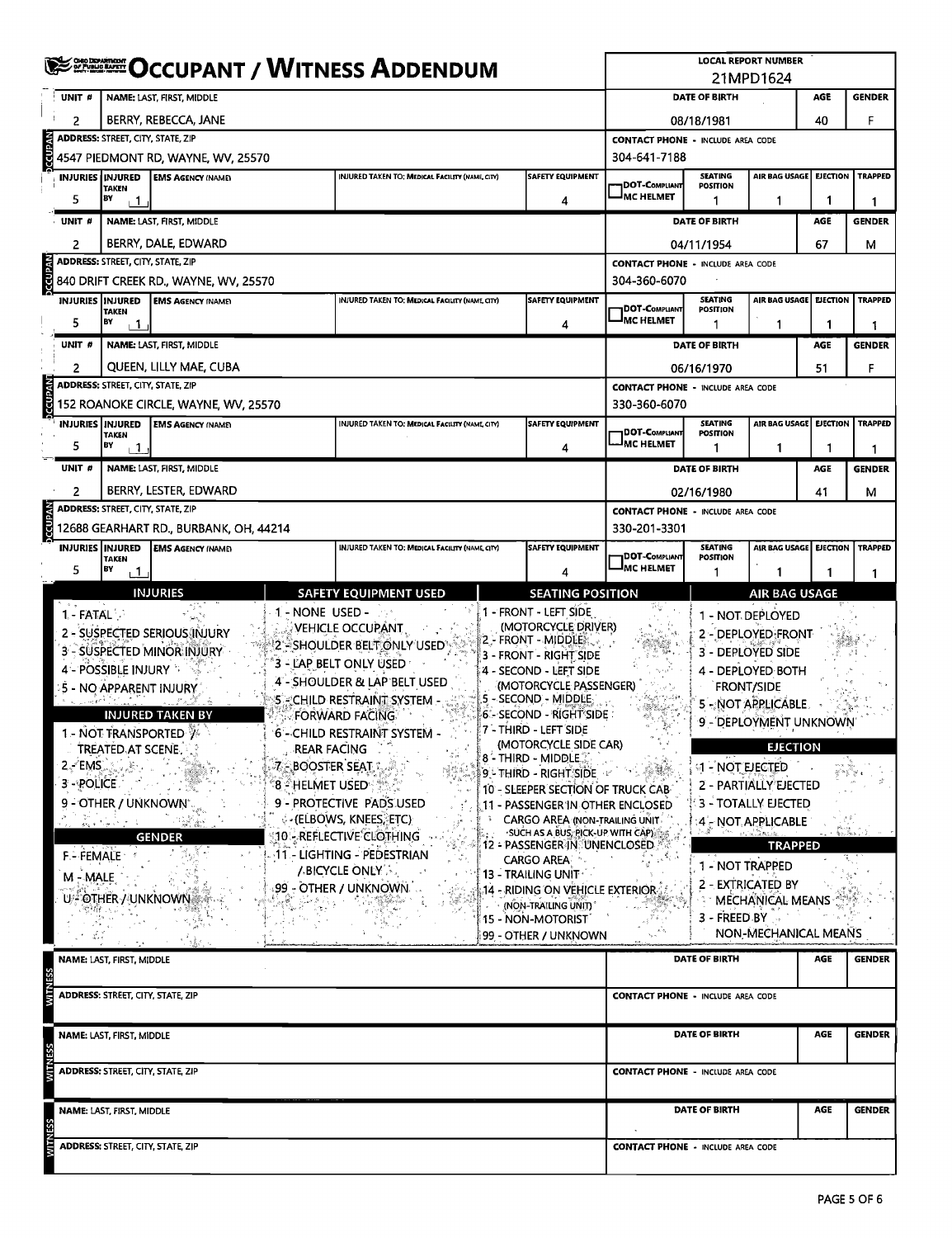# OCCUPANT / WITNESS ADDENDUM

**LOCAL REPORT NUMBER:** 21MPD1624

## OCCUPANT

| UNIT # | NAME: LAST, FIRST, MIDDLE | DATE OF BIRTH | AGE | GENDER |
|---|---|---|---|---|
| 2 | BERRY, REBECCA, JANE | 08/18/1981 | 40 | F |

| ADDRESS: STREET, CITY, STATE, ZIP | CONTACT PHONE - INCLUDE AREA CODE |
|---|---|
| 4547 PIEDMONT RD, WAYNE, WV, 25570 | 304-641-7188 |

| INJURIES | INJURED TAKEN BY | EMS AGENCY (NAME) | INJURED TAKEN TO: MEDICAL FACILITY (NAME, CITY) | SAFETY EQUIPMENT | DOT-COMPLIANT MC HELMET | SEATING POSITION | AIR BAG USAGE | EJECTION | TRAPPED |
|---|---|---|---|---|---|---|---|---|---|
| 5 | 1 | | | 4 | | 1 | 1 | 1 | 1 |

## OCCUPANT

| UNIT # | NAME: LAST, FIRST, MIDDLE | DATE OF BIRTH | AGE | GENDER |
|---|---|---|---|---|
| 2 | BERRY, DALE, EDWARD | 04/11/1954 | 67 | M |

| ADDRESS: STREET, CITY, STATE, ZIP | CONTACT PHONE - INCLUDE AREA CODE |
|---|---|
| 840 DRIFT CREEK RD., WAYNE, WV, 25570 | 304-360-6070 |

| INJURIES | INJURED TAKEN BY | EMS AGENCY (NAME) | INJURED TAKEN TO: MEDICAL FACILITY (NAME, CITY) | SAFETY EQUIPMENT | DOT-COMPLIANT MC HELMET | SEATING POSITION | AIR BAG USAGE | EJECTION | TRAPPED |
|---|---|---|---|---|---|---|---|---|---|
| 5 | 1 | | | 4 | | 1 | 1 | 1 | 1 |

## OCCUPANT

| UNIT # | NAME: LAST, FIRST, MIDDLE | DATE OF BIRTH | AGE | GENDER |
|---|---|---|---|---|
| 2 | QUEEN, LILLY MAE, CUBA | 06/16/1970 | 51 | F |

| ADDRESS: STREET, CITY, STATE, ZIP | CONTACT PHONE - INCLUDE AREA CODE |
|---|---|
| 152 ROANOKE CIRCLE, WAYNE, WV, 25570 | 330-360-6070 |

| INJURIES | INJURED TAKEN BY | EMS AGENCY (NAME) | INJURED TAKEN TO: MEDICAL FACILITY (NAME, CITY) | SAFETY EQUIPMENT | DOT-COMPLIANT MC HELMET | SEATING POSITION | AIR BAG USAGE | EJECTION | TRAPPED |
|---|---|---|---|---|---|---|---|---|---|
| 5 | 1 | | | 4 | | 1 | 1 | 1 | 1 |

## OCCUPANT

| UNIT # | NAME: LAST, FIRST, MIDDLE | DATE OF BIRTH | AGE | GENDER |
|---|---|---|---|---|
| 2 | BERRY, LESTER, EDWARD | 02/16/1980 | 41 | M |

| ADDRESS: STREET, CITY, STATE, ZIP | CONTACT PHONE - INCLUDE AREA CODE |
|---|---|
| 12688 GEARHART RD., BURBANK, OH, 44214 | 330-201-3301 |

| INJURIES | INJURED TAKEN BY | EMS AGENCY (NAME) | INJURED TAKEN TO: MEDICAL FACILITY (NAME, CITY) | SAFETY EQUIPMENT | DOT-COMPLIANT MC HELMET | SEATING POSITION | AIR BAG USAGE | EJECTION | TRAPPED |
|---|---|---|---|---|---|---|---|---|---|
| 5 | 1 | | | 4 | | 1 | 1 | 1 | 1 |

## CODES

**INJURIES**
- 1 - FATAL
- 2 - SUSPECTED SERIOUS INJURY
- 3 - SUSPECTED MINOR INJURY
- 4 - POSSIBLE INJURY
- 5 - NO APPARENT INJURY

**INJURED TAKEN BY**
- 1 - NOT TRANSPORTED / TREATED AT SCENE
- 2 - EMS
- 3 - POLICE
- 9 - OTHER / UNKNOWN

**GENDER**
- F - FEMALE
- M - MALE
- U - OTHER / UNKNOWN

**SAFETY EQUIPMENT USED**
- 1 - NONE USED - VEHICLE OCCUPANT
- 2 - SHOULDER BELT ONLY USED
- 3 - LAP BELT ONLY USED
- 4 - SHOULDER & LAP BELT USED
- 5 - CHILD RESTRAINT SYSTEM - FORWARD FACING
- 6 - CHILD RESTRAINT SYSTEM - REAR FACING
- 7 - BOOSTER SEAT
- 8 - HELMET USED
- 9 - PROTECTIVE PADS USED (ELBOWS, KNEES, ETC)
- 10 - REFLECTIVE CLOTHING
- 11 - LIGHTING - PEDESTRIAN / BICYCLE ONLY
- 99 - OTHER / UNKNOWN

**SEATING POSITION**
- 1 - FRONT - LEFT SIDE (MOTORCYCLE DRIVER)
- 2 - FRONT - MIDDLE
- 3 - FRONT - RIGHT SIDE
- 4 - SECOND - LEFT SIDE (MOTORCYCLE PASSENGER)
- 5 - SECOND - MIDDLE
- 6 - SECOND - RIGHT SIDE
- 7 - THIRD - LEFT SIDE (MOTORCYCLE SIDE CAR)
- 8 - THIRD - MIDDLE
- 9 - THIRD - RIGHT SIDE
- 10 - SLEEPER SECTION OF TRUCK CAB
- 11 - PASSENGER IN OTHER ENCLOSED CARGO AREA (NON-TRAILING UNIT SUCH AS A BUS, PICK-UP WITH CAP)
- 12 - PASSENGER IN UNENCLOSED CARGO AREA
- 13 - TRAILING UNIT
- 14 - RIDING ON VEHICLE EXTERIOR (NON-TRAILING UNIT)
- 15 - NON-MOTORIST
- 99 - OTHER / UNKNOWN

**AIR BAG USAGE**
- 1 - NOT DEPLOYED
- 2 - DEPLOYED FRONT
- 3 - DEPLOYED SIDE
- 4 - DEPLOYED BOTH FRONT/SIDE
- 5 - NOT APPLICABLE
- 9 - DEPLOYMENT UNKNOWN

**EJECTION**
- 1 - NOT EJECTED
- 2 - PARTIALLY EJECTED
- 3 - TOTALLY EJECTED
- 4 - NOT APPLICABLE

**TRAPPED**
- 1 - NOT TRAPPED
- 2 - EXTRICATED BY MECHANICAL MEANS
- 3 - FREED BY NON-MECHANICAL MEANS

## WITNESS

| NAME: LAST, FIRST, MIDDLE | DATE OF BIRTH | AGE | GENDER |
|---|---|---|---|
| | | | |

| ADDRESS: STREET, CITY, STATE, ZIP | CONTACT PHONE - INCLUDE AREA CODE |
|---|---|
| | |

## WITNESS

| NAME: LAST, FIRST, MIDDLE | DATE OF BIRTH | AGE | GENDER |
|---|---|---|---|
| | | | |

| ADDRESS: STREET, CITY, STATE, ZIP | CONTACT PHONE - INCLUDE AREA CODE |
|---|---|
| | |

## WITNESS

| NAME: LAST, FIRST, MIDDLE | DATE OF BIRTH | AGE | GENDER |
|---|---|---|---|
| | | | |

| ADDRESS: STREET, CITY, STATE, ZIP | CONTACT PHONE - INCLUDE AREA CODE |
|---|---|
| | |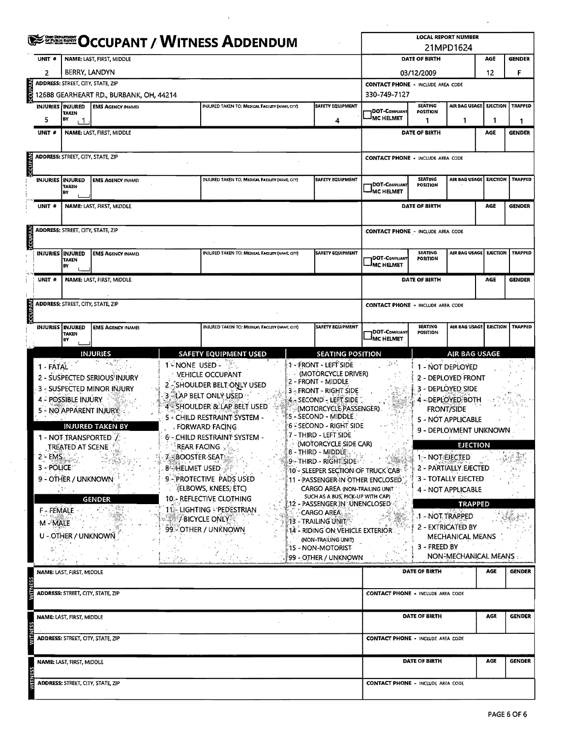# OCCUPANT / WITNESS ADDENDUM

**LOCAL REPORT NUMBER:** 21MPD1624

## OCCUPANT

| UNIT # | NAME: LAST, FIRST, MIDDLE | DATE OF BIRTH | AGE | GENDER |
|---|---|---|---|---|
| 2 | BERRY, LANDYN | 03/12/2009 | 12 | F |

| ADDRESS: STREET, CITY, STATE, ZIP | CONTACT PHONE - INCLUDE AREA CODE |
|---|---|
| 12688 GEARHEART RD., BURBANK, OH, 44214 | 330-749-7127 |

| INJURIES | INJURED TAKEN BY | EMS AGENCY (NAME) | INJURED TAKEN TO: MEDICAL FACILITY (NAME, CITY) | SAFETY EQUIPMENT | DOT-COMPLIANT MC HELMET | SEATING POSITION | AIR BAG USAGE | EJECTION | TRAPPED |
|---|---|---|---|---|---|---|---|---|---|
| 5 | 1 | | | 4 | | 1 | 1 | 1 | 1 |

## OCCUPANT

| UNIT # | NAME: LAST, FIRST, MIDDLE | DATE OF BIRTH | AGE | GENDER |
|---|---|---|---|---|
| | | | | |

| ADDRESS: STREET, CITY, STATE, ZIP | CONTACT PHONE - INCLUDE AREA CODE |
|---|---|
| | |

| INJURIES | INJURED TAKEN BY | EMS AGENCY (NAME) | INJURED TAKEN TO: MEDICAL FACILITY (NAME, CITY) | SAFETY EQUIPMENT | DOT-COMPLIANT MC HELMET | SEATING POSITION | AIR BAG USAGE | EJECTION | TRAPPED |
|---|---|---|---|---|---|---|---|---|---|
| | | | | | | | | | |

## OCCUPANT

| UNIT # | NAME: LAST, FIRST, MIDDLE | DATE OF BIRTH | AGE | GENDER |
|---|---|---|---|---|
| | | | | |

| ADDRESS: STREET, CITY, STATE, ZIP | CONTACT PHONE - INCLUDE AREA CODE |
|---|---|
| | |

| INJURIES | INJURED TAKEN BY | EMS AGENCY (NAME) | INJURED TAKEN TO: MEDICAL FACILITY (NAME, CITY) | SAFETY EQUIPMENT | DOT-COMPLIANT MC HELMET | SEATING POSITION | AIR BAG USAGE | EJECTION | TRAPPED |
|---|---|---|---|---|---|---|---|---|---|
| | | | | | | | | | |

## OCCUPANT

| UNIT # | NAME: LAST, FIRST, MIDDLE | DATE OF BIRTH | AGE | GENDER |
|---|---|---|---|---|
| | | | | |

| ADDRESS: STREET, CITY, STATE, ZIP | CONTACT PHONE - INCLUDE AREA CODE |
|---|---|
| | |

| INJURIES | INJURED TAKEN BY | EMS AGENCY (NAME) | INJURED TAKEN TO: MEDICAL FACILITY (NAME, CITY) | SAFETY EQUIPMENT | DOT-COMPLIANT MC HELMET | SEATING POSITION | AIR BAG USAGE | EJECTION | TRAPPED |
|---|---|---|---|---|---|---|---|---|---|
| | | | | | | | | | |

## CODES

**INJURIES**
- 1 - FATAL
- 2 - SUSPECTED SERIOUS INJURY
- 3 - SUSPECTED MINOR INJURY
- 4 - POSSIBLE INJURY
- 5 - NO APPARENT INJURY

**INJURED TAKEN BY**
- 1 - NOT TRANSPORTED / TREATED AT SCENE
- 2 - EMS
- 3 - POLICE
- 9 - OTHER / UNKNOWN

**GENDER**
- F - FEMALE
- M - MALE
- U - OTHER / UNKNOWN

**SAFETY EQUIPMENT USED**
- 1 - NONE USED - VEHICLE OCCUPANT
- 2 - SHOULDER BELT ONLY USED
- 3 - LAP BELT ONLY USED
- 4 - SHOULDER & LAP BELT USED
- 5 - CHILD RESTRAINT SYSTEM - FORWARD FACING
- 6 - CHILD RESTRAINT SYSTEM - REAR FACING
- 7 - BOOSTER SEAT
- 8 - HELMET USED
- 9 - PROTECTIVE PADS USED (ELBOWS, KNEES, ETC)
- 10 - REFLECTIVE CLOTHING
- 11 - LIGHTING - PEDESTRIAN / BICYCLE ONLY
- 99 - OTHER / UNKNOWN

**SEATING POSITION**
- 1 - FRONT - LEFT SIDE (MOTORCYCLE DRIVER)
- 2 - FRONT - MIDDLE
- 3 - FRONT - RIGHT SIDE
- 4 - SECOND - LEFT SIDE (MOTORCYCLE PASSENGER)
- 5 - SECOND - MIDDLE
- 6 - SECOND - RIGHT SIDE
- 7 - THIRD - LEFT SIDE (MOTORCYCLE SIDE CAR)
- 8 - THIRD - MIDDLE
- 9 - THIRD - RIGHT SIDE
- 10 - SLEEPER SECTION OF TRUCK CAB
- 11 - PASSENGER IN OTHER ENCLOSED CARGO AREA (NON-TRAILING UNIT SUCH AS A BUS, PICK-UP WITH CAP)
- 12 - PASSENGER IN UNENCLOSED CARGO AREA
- 13 - TRAILING UNIT
- 14 - RIDING ON VEHICLE EXTERIOR (NON-TRAILING UNIT)
- 15 - NON-MOTORIST
- 99 - OTHER / UNKNOWN

**AIR BAG USAGE**
- 1 - NOT DEPLOYED
- 2 - DEPLOYED FRONT
- 3 - DEPLOYED SIDE
- 4 - DEPLOYED BOTH FRONT/SIDE
- 5 - NOT APPLICABLE
- 9 - DEPLOYMENT UNKNOWN

**EJECTION**
- 1 - NOT EJECTED
- 2 - PARTIALLY EJECTED
- 3 - TOTALLY EJECTED
- 4 - NOT APPLICABLE

**TRAPPED**
- 1 - NOT TRAPPED
- 2 - EXTRICATED BY MECHANICAL MEANS
- 3 - FREED BY NON-MECHANICAL MEANS

## WITNESS

| NAME: LAST, FIRST, MIDDLE | DATE OF BIRTH | AGE | GENDER |
|---|---|---|---|
| | | | |

| ADDRESS: STREET, CITY, STATE, ZIP | CONTACT PHONE - INCLUDE AREA CODE |
|---|---|
| | |

## WITNESS

| NAME: LAST, FIRST, MIDDLE | DATE OF BIRTH | AGE | GENDER |
|---|---|---|---|
| | | | |

| ADDRESS: STREET, CITY, STATE, ZIP | CONTACT PHONE - INCLUDE AREA CODE |
|---|---|
| | |

## WITNESS

| NAME: LAST, FIRST, MIDDLE | DATE OF BIRTH | AGE | GENDER |
|---|---|---|---|
| | | | |

| ADDRESS: STREET, CITY, STATE, ZIP | CONTACT PHONE - INCLUDE AREA CODE |
|---|---|
| | |